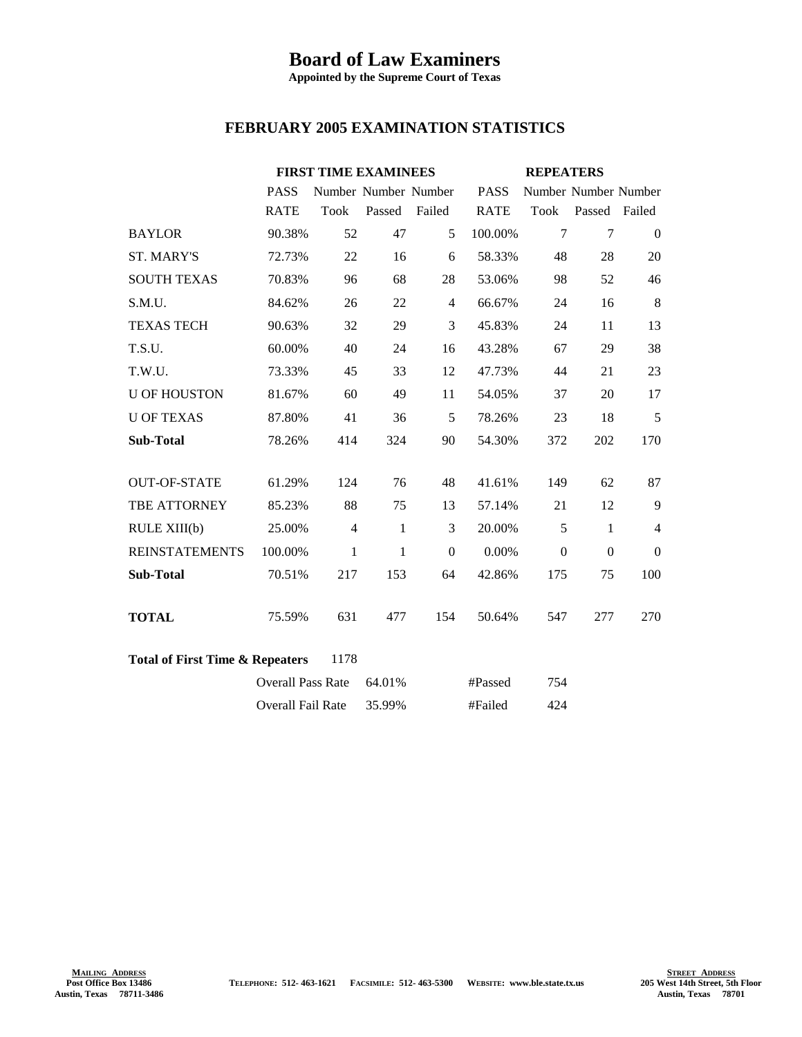# Board of Law Examiners

**Appointed by the Supreme Court of Texas**

## FEBRUARY 2005 EXAMINATION STATISTICS

| | FIRST TIME EXAMINEES | | | | REPEATERS | | | |
|---|---|---|---|---|---|---|---|---|
| | PASS RATE | Number Took | Number Passed | Number Failed | PASS RATE | Number Took | Number Passed | Number Failed |
| BAYLOR | 90.38% | 52 | 47 | 5 | 100.00% | 7 | 7 | 0 |
| ST. MARY'S | 72.73% | 22 | 16 | 6 | 58.33% | 48 | 28 | 20 |
| SOUTH TEXAS | 70.83% | 96 | 68 | 28 | 53.06% | 98 | 52 | 46 |
| S.M.U. | 84.62% | 26 | 22 | 4 | 66.67% | 24 | 16 | 8 |
| TEXAS TECH | 90.63% | 32 | 29 | 3 | 45.83% | 24 | 11 | 13 |
| T.S.U. | 60.00% | 40 | 24 | 16 | 43.28% | 67 | 29 | 38 |
| T.W.U. | 73.33% | 45 | 33 | 12 | 47.73% | 44 | 21 | 23 |
| U OF HOUSTON | 81.67% | 60 | 49 | 11 | 54.05% | 37 | 20 | 17 |
| U OF TEXAS | 87.80% | 41 | 36 | 5 | 78.26% | 23 | 18 | 5 |
| **Sub-Total** | 78.26% | 414 | 324 | 90 | 54.30% | 372 | 202 | 170 |
| OUT-OF-STATE | 61.29% | 124 | 76 | 48 | 41.61% | 149 | 62 | 87 |
| TBE ATTORNEY | 85.23% | 88 | 75 | 13 | 57.14% | 21 | 12 | 9 |
| RULE XIII(b) | 25.00% | 4 | 1 | 3 | 20.00% | 5 | 1 | 4 |
| REINSTATEMENTS | 100.00% | 1 | 1 | 0 | 0.00% | 0 | 0 | 0 |
| **Sub-Total** | 70.51% | 217 | 153 | 64 | 42.86% | 175 | 75 | 100 |
| **TOTAL** | 75.59% | 631 | 477 | 154 | 50.64% | 547 | 277 | 270 |

**Total of First Time & Repeaters** 1178

| | | | |
|---|---|---|---|
| Overall Pass Rate | 64.01% | #Passed | 754 |
| Overall Fail Rate | 35.99% | #Failed | 424 |

**MAILING ADDRESS**
Post Office Box 13486
Austin, Texas 78711-3486

TELEPHONE: 512- 463-1621 FACSIMILE: 512- 463-5300 WEBSITE: www.ble.state.tx.us

**STREET ADDRESS**
205 West 14th Street, 5th Floor
Austin, Texas 78701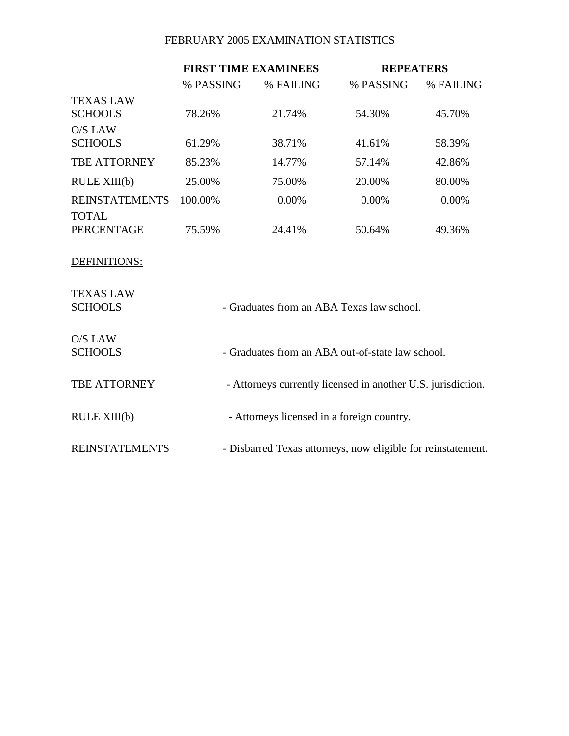# FEBRUARY 2005 EXAMINATION STATISTICS

| | FIRST TIME EXAMINEES | | REPEATERS | |
|---|---|---|---|---|
| | % PASSING | % FAILING | % PASSING | % FAILING |
| TEXAS LAW SCHOOLS | 78.26% | 21.74% | 54.30% | 45.70% |
| O/S LAW SCHOOLS | 61.29% | 38.71% | 41.61% | 58.39% |
| TBE ATTORNEY | 85.23% | 14.77% | 57.14% | 42.86% |
| RULE XIII(b) | 25.00% | 75.00% | 20.00% | 80.00% |
| REINSTATEMENTS | 100.00% | 0.00% | 0.00% | 0.00% |
| TOTAL PERCENTAGE | 75.59% | 24.41% | 50.64% | 49.36% |

DEFINITIONS:

TEXAS LAW SCHOOLS - Graduates from an ABA Texas law school.

O/S LAW SCHOOLS - Graduates from an ABA out-of-state law school.

TBE ATTORNEY - Attorneys currently licensed in another U.S. jurisdiction.

RULE XIII(b) - Attorneys licensed in a foreign country.

REINSTATEMENTS - Disbarred Texas attorneys, now eligible for reinstatement.